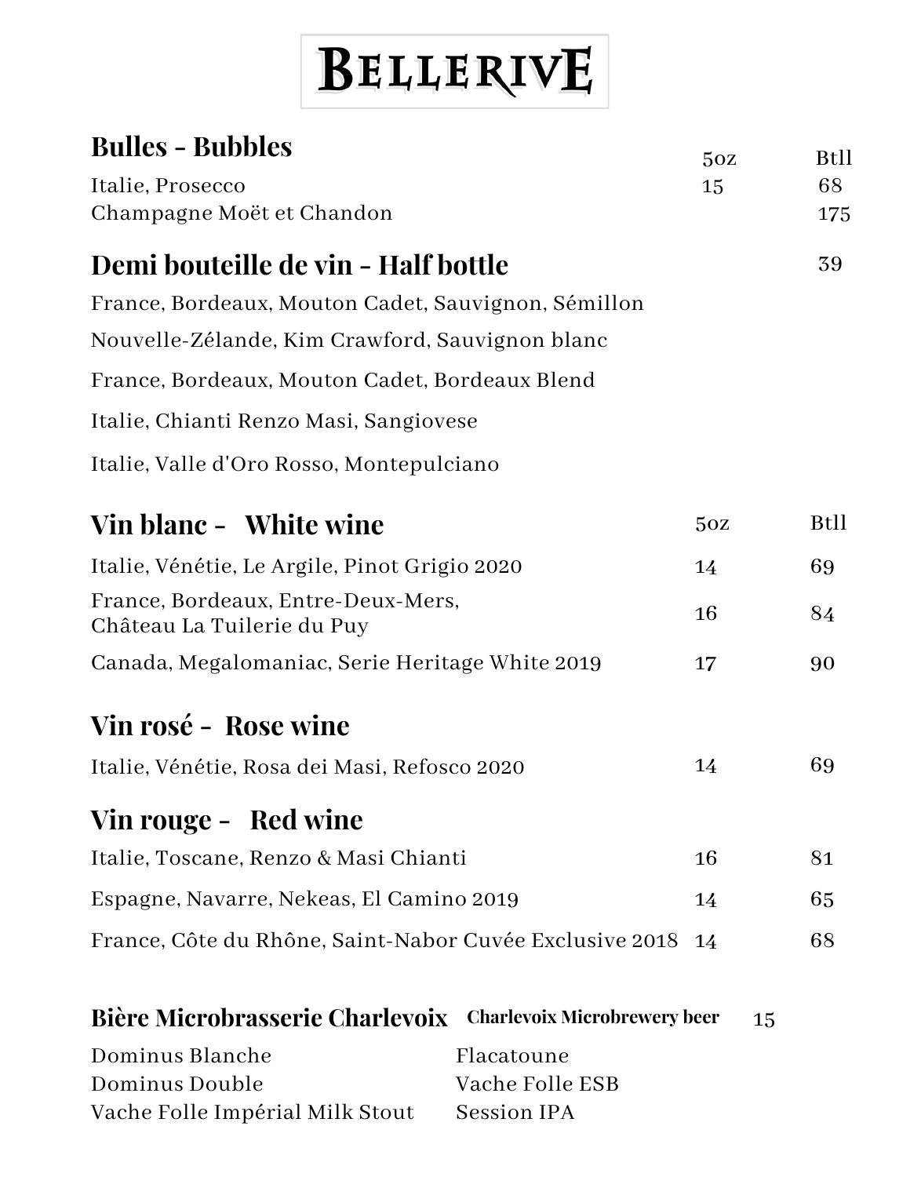# Bellerive

## Bulles - Bubbles

| | 5oz | Btll |
|---|---|---|
| Italie, Prosecco | 15 | 68 |
| Champagne Moët et Chandon | | 175 |

## Demi bouteille de vin - Half bottle

39

France, Bordeaux, Mouton Cadet, Sauvignon, Sémillon

Nouvelle-Zélande, Kim Crawford, Sauvignon blanc

France, Bordeaux, Mouton Cadet, Bordeaux Blend

Italie, Chianti Renzo Masi, Sangiovese

Italie, Valle d'Oro Rosso, Montepulciano

## Vin blanc - White wine

| | 5oz | Btll |
|---|---|---|
| Italie, Vénétie, Le Argile, Pinot Grigio 2020 | 14 | 69 |
| France, Bordeaux, Entre-Deux-Mers, Château La Tuilerie du Puy | 16 | 84 |
| Canada, Megalomaniac, Serie Heritage White 2019 | 17 | 90 |

## Vin rosé - Rose wine

| | 5oz | Btll |
|---|---|---|
| Italie, Vénétie, Rosa dei Masi, Refosco 2020 | 14 | 69 |

## Vin rouge - Red wine

| | 5oz | Btll |
|---|---|---|
| Italie, Toscane, Renzo & Masi Chianti | 16 | 81 |
| Espagne, Navarre, Nekeas, El Camino 2019 | 14 | 65 |
| France, Côte du Rhône, Saint-Nabor Cuvée Exclusive 2018 | 14 | 68 |

## Bière Microbrasserie Charlevoix **Charlevoix Microbrewery beer** 15

Dominus Blanche

Dominus Double

Vache Folle Impérial Milk Stout

Flacatoune

Vache Folle ESB

Session IPA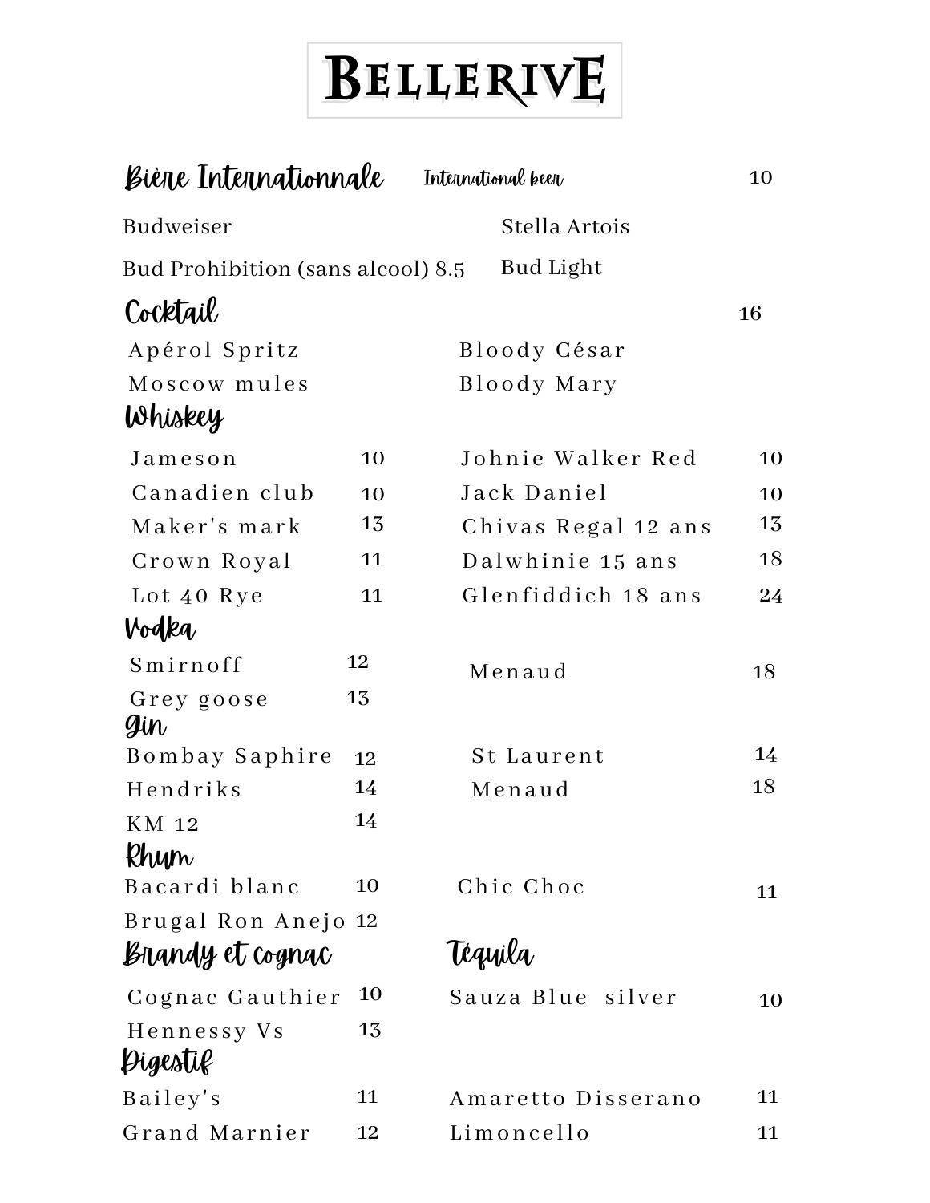# Bellerive

## Bière Internationnale

International beer 10

Budweiser

Stella Artois

Bud Prohibition (sans alcool) 8.5

Bud Light

## Cocktail

16

Apérol Spritz

Bloody César

Moscow mules

Bloody Mary

## Whiskey

| | | | |
|---|---|---|---|
| Jameson | 10 | Johnie Walker Red | 10 |
| Canadien club | 10 | Jack Daniel | 10 |
| Maker's mark | 13 | Chivas Regal 12 ans | 13 |
| Crown Royal | 11 | Dalwhinie 15 ans | 18 |
| Lot 40 Rye | 11 | Glenfiddich 18 ans | 24 |

## Vodka

| | | | |
|---|---|---|---|
| Smirnoff | 12 | Menaud | 18 |
| Grey goose | 13 | | |

## Gin

| | | | |
|---|---|---|---|
| Bombay Saphire | 12 | St Laurent | 14 |
| Hendriks | 14 | Menaud | 18 |
| KM 12 | 14 | | |

## Rhum

| | | | |
|---|---|---|---|
| Bacardi blanc | 10 | Chic Choc | 11 |
| Brugal Ron Anejo | 12 | | |

## Brandy et cognac

| | |
|---|---|
| Cognac Gauthier | 10 |
| Hennessy Vs | 13 |

## Téquila

| | |
|---|---|
| Sauza Blue silver | 10 |

## Digestif

| | | | |
|---|---|---|---|
| Bailey's | 11 | Amaretto Disserano | 11 |
| Grand Marnier | 12 | Limoncello | 11 |